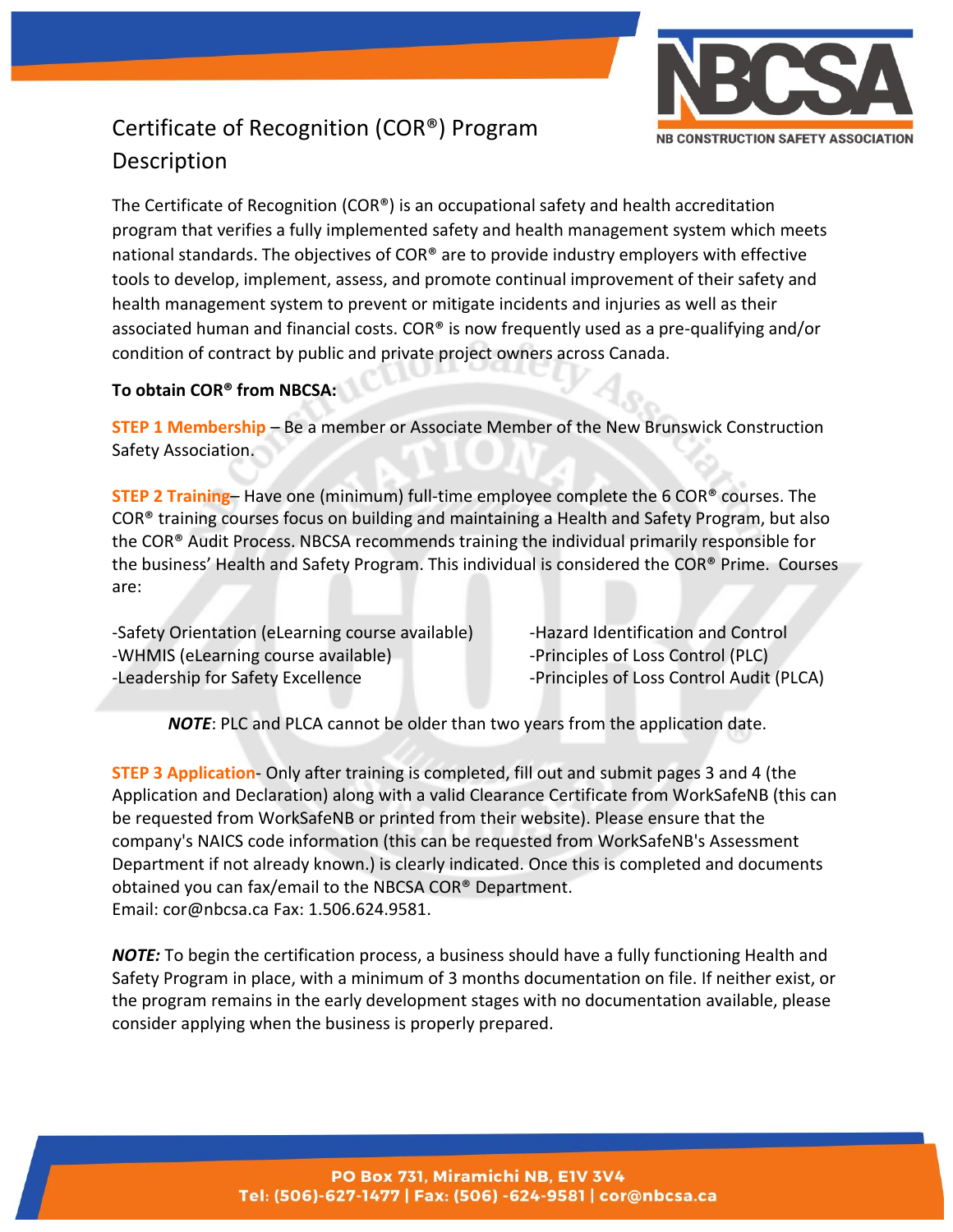# Certificate of Recognition (COR®) Program Description

The Certificate of Recognition (COR®) is an occupational safety and health accreditation program that verifies a fully implemented safety and health management system which meets national standards. The objectives of COR® are to provide industry employers with effective tools to develop, implement, assess, and promote continual improvement of their safety and health management system to prevent or mitigate incidents and injuries as well as their associated human and financial costs. COR® is now frequently used as a pre-qualifying and/or condition of contract by public and private project owners across Canada.

**To obtain COR® from NBCSA:**

**STEP 1 Membership** – Be a member or Associate Member of the New Brunswick Construction Safety Association.

**STEP 2 Training**– Have one (minimum) full-time employee complete the 6 COR® courses. The COR® training courses focus on building and maintaining a Health and Safety Program, but also the COR® Audit Process. NBCSA recommends training the individual primarily responsible for the business' Health and Safety Program. This individual is considered the COR® Prime. Courses are:

-Safety Orientation (eLearning course available)
-WHMIS (eLearning course available)
-Leadership for Safety Excellence
-Hazard Identification and Control
-Principles of Loss Control (PLC)
-Principles of Loss Control Audit (PLCA)

***NOTE***: PLC and PLCA cannot be older than two years from the application date.

**STEP 3 Application**- Only after training is completed, fill out and submit pages 3 and 4 (the Application and Declaration) along with a valid Clearance Certificate from WorkSafeNB (this can be requested from WorkSafeNB or printed from their website). Please ensure that the company's NAICS code information (this can be requested from WorkSafeNB's Assessment Department if not already known.) is clearly indicated. Once this is completed and documents obtained you can fax/email to the NBCSA COR® Department.
Email: cor@nbcsa.ca Fax: 1.506.624.9581.

***NOTE:*** To begin the certification process, a business should have a fully functioning Health and Safety Program in place, with a minimum of 3 months documentation on file. If neither exist, or the program remains in the early development stages with no documentation available, please consider applying when the business is properly prepared.

PO Box 731, Miramichi NB, E1V 3V4
Tel: (506)-627-1477 | Fax: (506) -624-9581 | cor@nbcsa.ca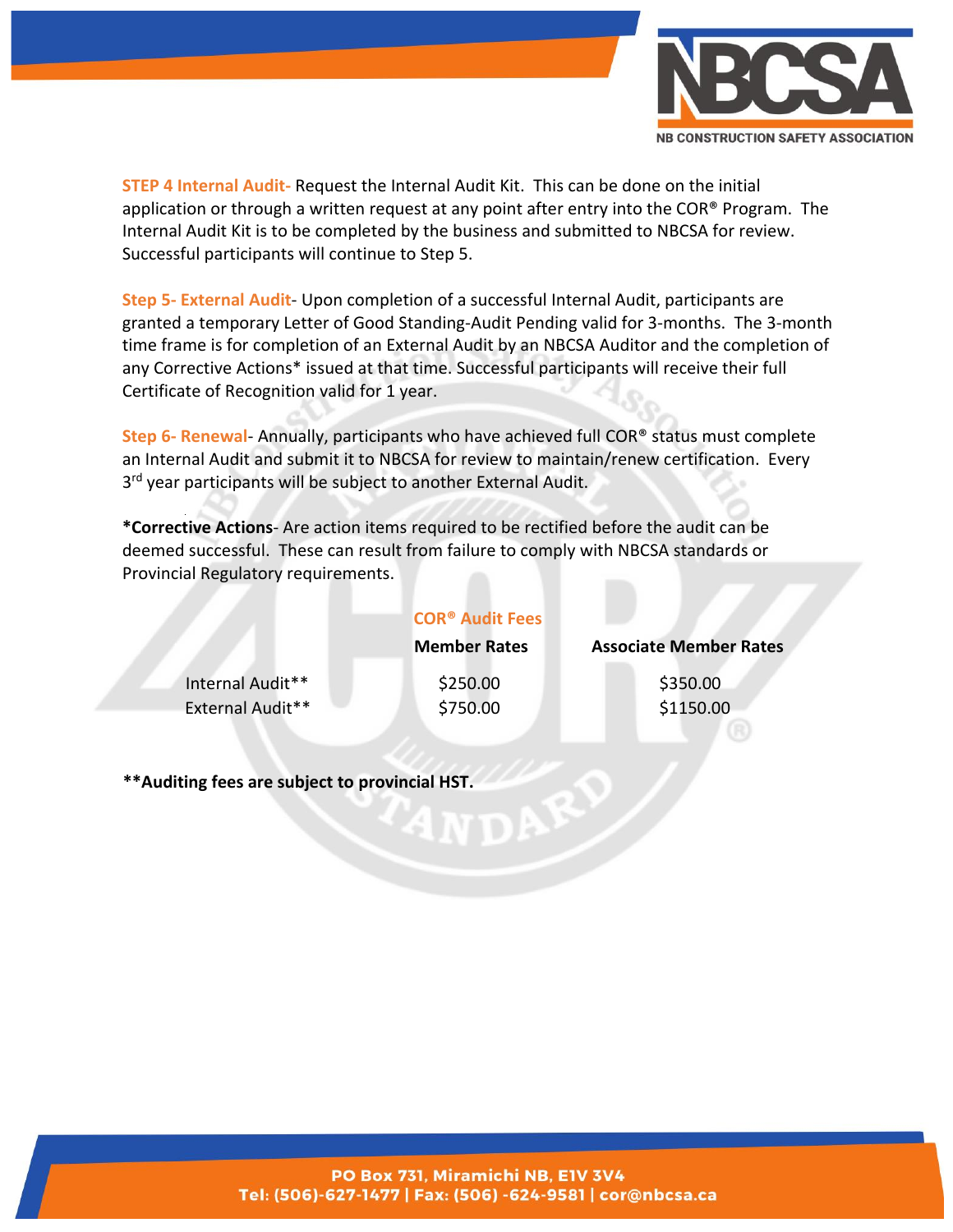**STEP 4 Internal Audit-** Request the Internal Audit Kit. This can be done on the initial application or through a written request at any point after entry into the COR® Program. The Internal Audit Kit is to be completed by the business and submitted to NBCSA for review. Successful participants will continue to Step 5.

**Step 5- External Audit**- Upon completion of a successful Internal Audit, participants are granted a temporary Letter of Good Standing-Audit Pending valid for 3-months. The 3-month time frame is for completion of an External Audit by an NBCSA Auditor and the completion of any Corrective Actions* issued at that time. Successful participants will receive their full Certificate of Recognition valid for 1 year.

**Step 6- Renewal**- Annually, participants who have achieved full COR® status must complete an Internal Audit and submit it to NBCSA for review to maintain/renew certification. Every 3rd year participants will be subject to another External Audit.

***Corrective Actions**- Are action items required to be rectified before the audit can be deemed successful. These can result from failure to comply with NBCSA standards or Provincial Regulatory requirements.

**COR® Audit Fees**

| | Member Rates | Associate Member Rates |
|---|---|---|
| Internal Audit** | $250.00 | $350.00 |
| External Audit** | $750.00 | $1150.00 |

****Auditing fees are subject to provincial HST.**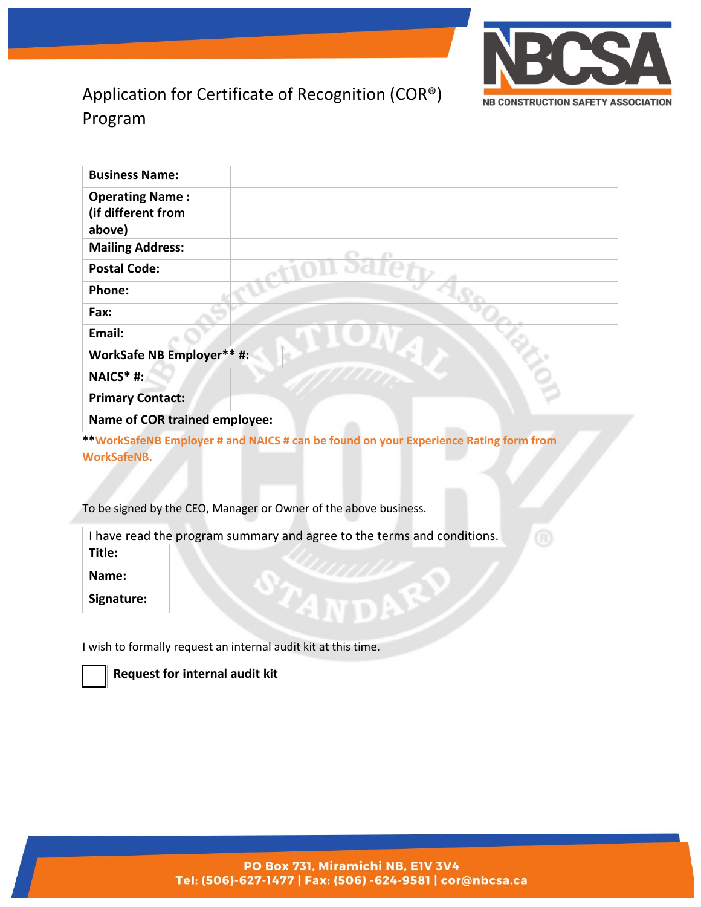# Application for Certificate of Recognition (COR®) Program

| | |
|---|---|
| **Business Name:** | |
| **Operating Name : (if different from above)** | |
| **Mailing Address:** | |
| **Postal Code:** | |
| **Phone:** | |
| **Fax:** | |
| **Email:** | |
| **WorkSafe NB Employer** #:** | |
| **NAICS* #:** | |
| **Primary Contact:** | |
| **Name of COR trained employee:** | |

****WorkSafeNB Employer # and NAICS # can be found on your Experience Rating form from WorkSafeNB.**

To be signed by the CEO, Manager or Owner of the above business.

| I have read the program summary and agree to the terms and conditions. | |
|---|---|
| **Title:** | |
| **Name:** | |
| **Signature:** | |

I wish to formally request an internal audit kit at this time.

| | |
|---|---|
| ☐ | **Request for internal audit kit** |

PO Box 731, Miramichi NB, E1V 3V4
Tel: (506)-627-1477 | Fax: (506) -624-9581 | cor@nbcsa.ca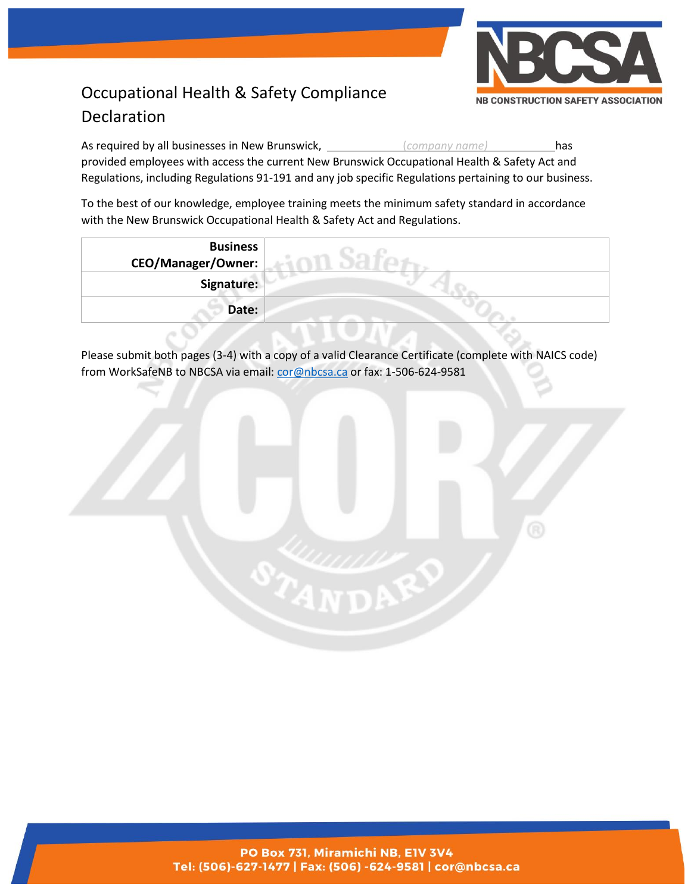# Occupational Health & Safety Compliance Declaration

As required by all businesses in New Brunswick, ______________(company name)______________has provided employees with access the current New Brunswick Occupational Health & Safety Act and Regulations, including Regulations 91-191 and any job specific Regulations pertaining to our business.

To the best of our knowledge, employee training meets the minimum safety standard in accordance with the New Brunswick Occupational Health & Safety Act and Regulations.

| | |
|---|---|
| **Business CEO/Manager/Owner:** | |
| **Signature:** | |
| **Date:** | |

Please submit both pages (3-4) with a copy of a valid Clearance Certificate (complete with NAICS code) from WorkSafeNB to NBCSA via email: cor@nbcsa.ca or fax: 1-506-624-9581

PO Box 731, Miramichi NB, E1V 3V4
Tel: (506)-627-1477 | Fax: (506) -624-9581 | cor@nbcsa.ca